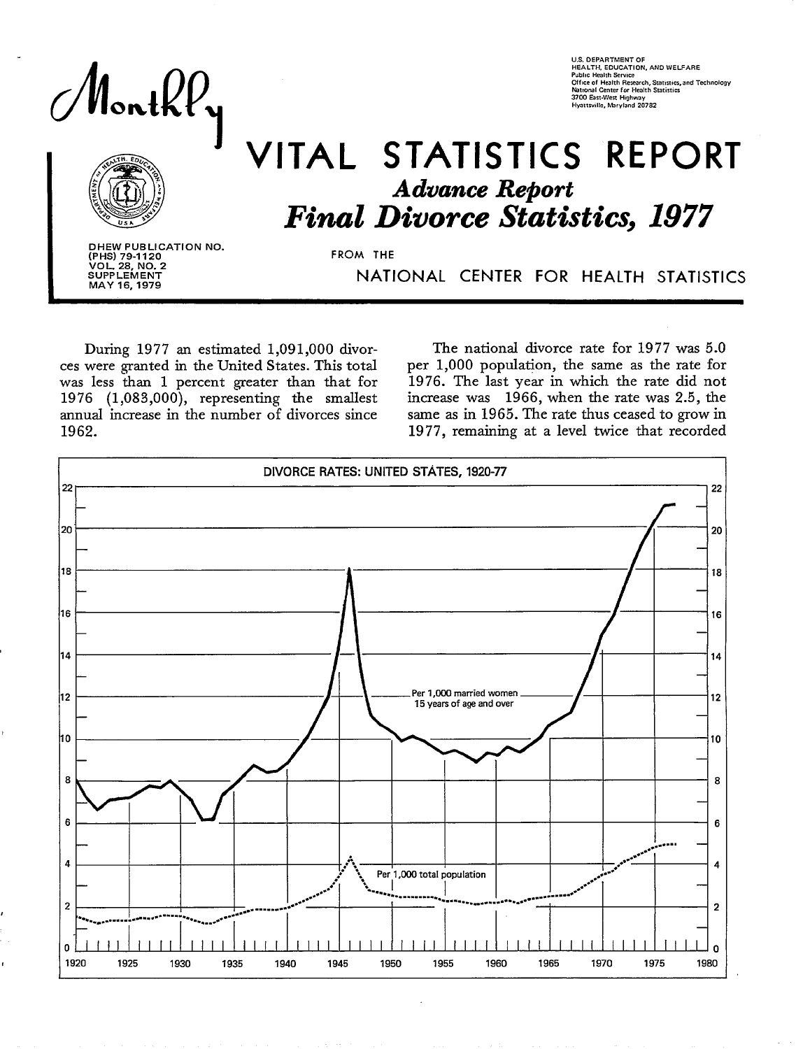# Monthly VITAL STATISTICS REPORT

U.S. DEPARTMENT OF HEALTH, EDUCATION, AND WELFARE
Public Health Service
Office of Health Research, Statistics, and Technology
National Center for Health Statistics
3700 East-West Highway
Hyattsville, Maryland 20782

## *Advance Report*

## *Final Divorce Statistics, 1977*

FROM THE NATIONAL CENTER FOR HEALTH STATISTICS

DHEW PUBLICATION NO. (PHS) 79-1120
VOL. 28, NO. 2
SUPPLEMENT
MAY 16, 1979

During 1977 an estimated 1,091,000 divorces were granted in the United States. This total was less than 1 percent greater than that for 1976 (1,083,000), representing the smallest annual increase in the number of divorces since 1962.

The national divorce rate for 1977 was 5.0 per 1,000 population, the same as the rate for 1976. The last year in which the rate did not increase was 1966, when the rate was 2.5, the same as in 1965. The rate thus ceased to grow in 1977, remaining at a level twice that recorded

DIVORCE RATES: UNITED STATES, 1920-77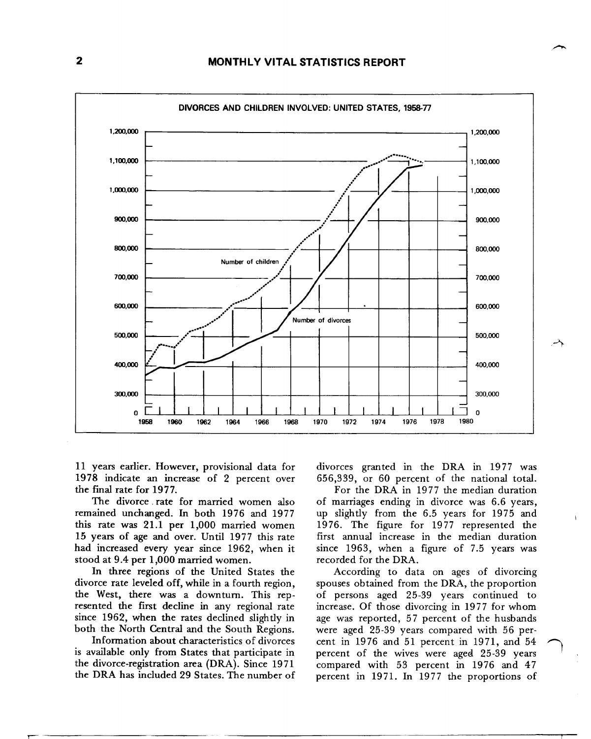**DIVORCES AND CHILDREN INVOLVED: UNITED STATES, 1958-77**

11 years earlier. However, provisional data for 1978 indicate an increase of 2 percent over the final rate for 1977.

The divorce rate for married women also remained unchanged. In both 1976 and 1977 this rate was 21.1 per 1,000 married women 15 years of age and over. Until 1977 this rate had increased every year since 1962, when it stood at 9.4 per 1,000 married women.

In three regions of the United States the divorce rate leveled off, while in a fourth region, the West, there was a downturn. This represented the first decline in any regional rate since 1962, when the rates declined slightly in both the North Central and the South Regions.

Information about characteristics of divorces is available only from States that participate in the divorce-registration area (DRA). Since 1971 the DRA has included 29 States. The number of divorces granted in the DRA in 1977 was 656,339, or 60 percent of the national total.

For the DRA in 1977 the median duration of marriages ending in divorce was 6.6 years, up slightly from the 6.5 years for 1975 and 1976. The figure for 1977 represented the first annual increase in the median duration since 1963, when a figure of 7.5 years was recorded for the DRA.

According to data on ages of divorcing spouses obtained from the DRA, the proportion of persons aged 25-39 years continued to increase. Of those divorcing in 1977 for whom age was reported, 57 percent of the husbands were aged 25-39 years compared with 56 percent in 1976 and 51 percent in 1971, and 54 percent of the wives were aged 25-39 years compared with 53 percent in 1976 and 47 percent in 1971. In 1977 the proportions of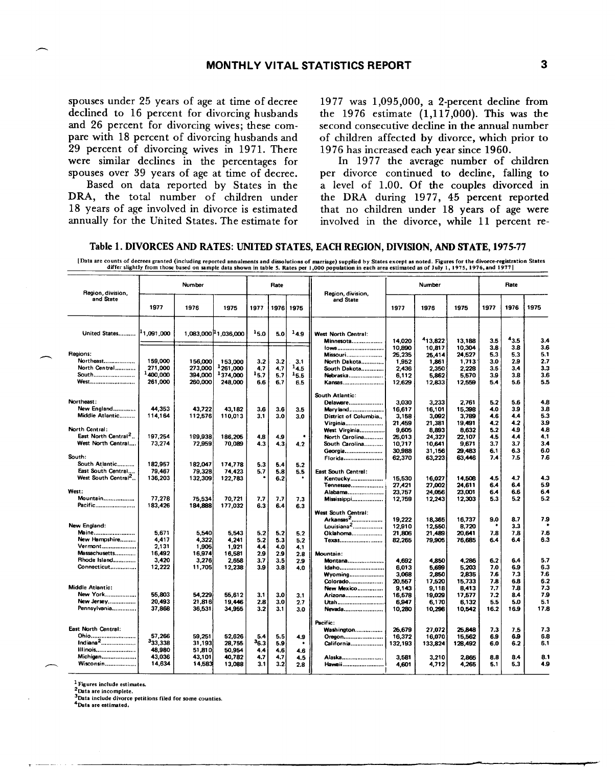spouses under 25 years of age at time of decree declined to 16 percent for divorcing husbands and 26 percent for divorcing wives; these compare with 18 percent of divorcing husbands and 29 percent of divorcing wives in 1971. There were similar declines in the percentages for spouses over 39 years of age at time of decree.

Based on data reported by States in the DRA, the total number of children under 18 years of age involved in divorce is estimated annually for the United States. The estimate for 1977 was 1,095,000, a 2-percent decline from the 1976 estimate (1,117,000). This was the second consecutive decline in the annual number of children affected by divorce, which prior to 1976 has increased each year since 1960.

In 1977 the average number of children per divorce continued to decline, falling to a level of 1.00. Of the couples divorced in the DRA during 1977, 45 percent reported that no children under 18 years of age were involved in the divorce, while 11 percent re-

## Table 1. DIVORCES AND RATES: UNITED STATES, EACH REGION, DIVISION, AND STATE, 1975-77

[Data are counts of decrees granted (including reported annulments and dissolutions of marriage) supplied by States except as noted. Figures for the divorce-registration States differ slightly from those based on sample data shown in table 5. Rates per 1,000 population in each area estimated as of July 1, 1975, 1976, and 1977]

| Region, division, and State | Number 1977 | Number 1976 | Number 1975 | Rate 1977 | Rate 1976 | Rate 1975 |
|---|---|---|---|---|---|---|
| United States | [1]1,091,000 | 1,083,000 | [1]1,036,000 | [1]5.0 | 5.0 | [1]4.9 |
| **Regions:** | | | | | | |
| Northeast | 159,000 | 156,000 | 153,000 | 3.2 | 3.2 | 3.1 |
| North Central | 271,000 | 273,000 | [1]261,000 | 4.7 | 4.7 | [1]4.5 |
| South | [1]400,000 | 394,000 | [1]374,000 | [1]5.7 | 5.7 | [1]5.5 |
| West | 261,000 | 260,000 | 248,000 | 6.6 | 6.7 | 6.5 |
| **Northeast:** | | | | | | |
| New England | 44,353 | 43,722 | 43,182 | 3.6 | 3.6 | 3.5 |
| Middle Atlantic | 114,164 | 112,576 | 110,013 | 3.1 | 3.0 | 3.0 |
| **North Central:** | | | | | | |
| East North Central[2] | 197,254 | 199,938 | 186,205 | 4.8 | 4.9 | * |
| West North Central | 73,274 | 72,959 | 70,089 | 4.3 | 4.3 | 4.2 |
| **South:** | | | | | | |
| South Atlantic | 182,957 | 182,047 | 174,778 | 5.3 | 5.4 | 5.2 |
| East South Central | 79,467 | 79,328 | 74,423 | 5.7 | 5.8 | 5.5 |
| West South Central[2] | 136,203 | 132,309 | 122,783 | * | 6.2 | * |
| **West:** | | | | | | |
| Mountain | 77,278 | 75,534 | 70,721 | 7.7 | 7.7 | 7.3 |
| Pacific | 183,426 | 184,888 | 177,032 | 6.3 | 6.4 | 6.3 |
| **New England:** | | | | | | |
| Maine | 5,671 | 5,540 | 5,543 | 5.2 | 5.2 | 5.2 |
| New Hampshire | 4,417 | 4,322 | 4,241 | 5.2 | 5.3 | 5.2 |
| Vermont | 2,131 | 1,905 | 1,921 | 4.4 | 4.0 | 4.1 |
| Massachusetts | 16,492 | 16,974 | 16,581 | 2.9 | 2.9 | 2.8 |
| Rhode Island | 3,420 | 3,276 | 2,658 | 3.7 | 3.5 | 2.9 |
| Connecticut | 12,222 | 11,705 | 12,238 | 3.9 | 3.8 | 4.0 |
| **Middle Atlantic:** | | | | | | |
| New York | 55,803 | 54,229 | 55,612 | 3.1 | 3.0 | 3.1 |
| New Jersey | 20,493 | 21,816 | 19,446 | 2.8 | 3.0 | 2.7 |
| Pennsylvania | 37,868 | 36,531 | 34,955 | 3.2 | 3.1 | 3.0 |
| **East North Central:** | | | | | | |
| Ohio | 57,266 | 59,251 | 52,626 | 5.4 | 5.5 | 4.9 |
| Indiana[2] | [3]33,338 | 31,193 | 28,755 | [3]6.3 | 5.9 | * |
| Illinois | 48,980 | 51,810 | 50,954 | 4.4 | 4.6 | 4.6 |
| Michigan | 43,036 | 43,101 | 40,782 | 4.7 | 4.7 | 4.5 |
| Wisconsin | 14,634 | 14,583 | 13,088 | 3.1 | 3.2 | 2.8 |
| **West North Central:** | | | | | | |
| Minnesota | 14,020 | [4]13,822 | 13,188 | 3.5 | [4]3.5 | 3.4 |
| Iowa | 10,890 | 10,817 | 10,304 | 3.8 | 3.8 | 3.6 |
| Missouri | 25,235 | 25,414 | 24,527 | 5.3 | 5.3 | 5.1 |
| North Dakota | 1,952 | 1,861 | 1,713 | 3.0 | 2.9 | 2.7 |
| South Dakota | 2,436 | 2,350 | 2,228 | 3.5 | 3.4 | 3.3 |
| Nebraska | 6,112 | 5,862 | 5,570 | 3.9 | 3.8 | 3.6 |
| Kansas | 12,629 | 12,833 | 12,559 | 5.4 | 5.6 | 5.5 |
| **South Atlantic:** | | | | | | |
| Delaware | 3,030 | 3,233 | 2,761 | 5.2 | 5.6 | 4.8 |
| Maryland | 16,617 | 16,101 | 15,398 | 4.0 | 3.9 | 3.8 |
| District of Columbia | 3,158 | 3,092 | 3,789 | 4.6 | 4.4 | 5.3 |
| Virginia | 21,459 | 21,381 | 19,491 | 4.2 | 4.2 | 3.9 |
| West Virginia | 9,605 | 8,893 | 8,632 | 5.2 | 4.9 | 4.8 |
| North Carolina | 25,013 | 24,327 | 22,107 | 4.5 | 4.4 | 4.1 |
| South Carolina | 10,717 | 10,641 | 9,671 | 3.7 | 3.7 | 3.4 |
| Georgia | 30,988 | 31,156 | 29,483 | 6.1 | 6.3 | 6.0 |
| Florida | 62,370 | 63,223 | 63,446 | 7.4 | 7.5 | 7.6 |
| **East South Central:** | | | | | | |
| Kentucky | 15,530 | 16,027 | 14,508 | 4.5 | 4.7 | 4.3 |
| Tennessee | 27,421 | 27,002 | 24,611 | 6.4 | 6.4 | 5.9 |
| Alabama | 23,757 | 24,056 | 23,001 | 6.4 | 6.6 | 6.4 |
| Mississippi | 12,759 | 12,243 | 12,303 | 5.3 | 5.2 | 5.2 |
| **West South Central:** | | | | | | |
| Arkansas[2] | 19,222 | 18,365 | 16,737 | 9.0 | 8.7 | 7.9 |
| Louisiana[2] | 12,910 | 12,550 | 8,720 | * | 3.3 | * |
| Oklahoma | 21,806 | 21,489 | 20,641 | 7.8 | 7.8 | 7.6 |
| Texas | 82,265 | 79,905 | 76,685 | 6.4 | 6.4 | 6.3 |
| **Mountain:** | | | | | | |
| Montana | 4,692 | 4,850 | 4,286 | 6.2 | 6.4 | 5.7 |
| Idaho | 6,013 | 5,699 | 5,203 | 7.0 | 6.9 | 6.3 |
| Wyoming | 3,068 | 2,850 | 2,835 | 7.6 | 7.3 | 7.6 |
| Colorado | 20,557 | 17,520 | 15,733 | 7.8 | 6.8 | 6.2 |
| New Mexico | 9,143 | 9,118 | 8,413 | 7.7 | 7.8 | 7.3 |
| Arizona | 16,578 | 19,029 | 17,577 | 7.2 | 8.4 | 7.9 |
| Utah | 6,947 | 6,170 | 6,132 | 5.5 | 5.0 | 5.1 |
| Nevada | 10,280 | 10,298 | 10,542 | 16.2 | 16.9 | 17.8 |
| **Pacific:** | | | | | | |
| Washington | 26,679 | 27,072 | 25,848 | 7.3 | 7.5 | 7.3 |
| Oregon | 16,372 | 16,070 | 15,562 | 6.9 | 6.9 | 6.8 |
| California | 132,193 | 133,824 | 128,492 | 6.0 | 6.2 | 6.1 |
| Alaska | 3,581 | 3,210 | 2,865 | 8.8 | 8.4 | 8.1 |
| Hawaii | 4,601 | 4,712 | 4,265 | 5.1 | 5.3 | 4.9 |

[1]Figures include estimates.
[2]Data are incomplete.
[3]Data include divorce petitions filed for some counties.
[4]Data are estimated.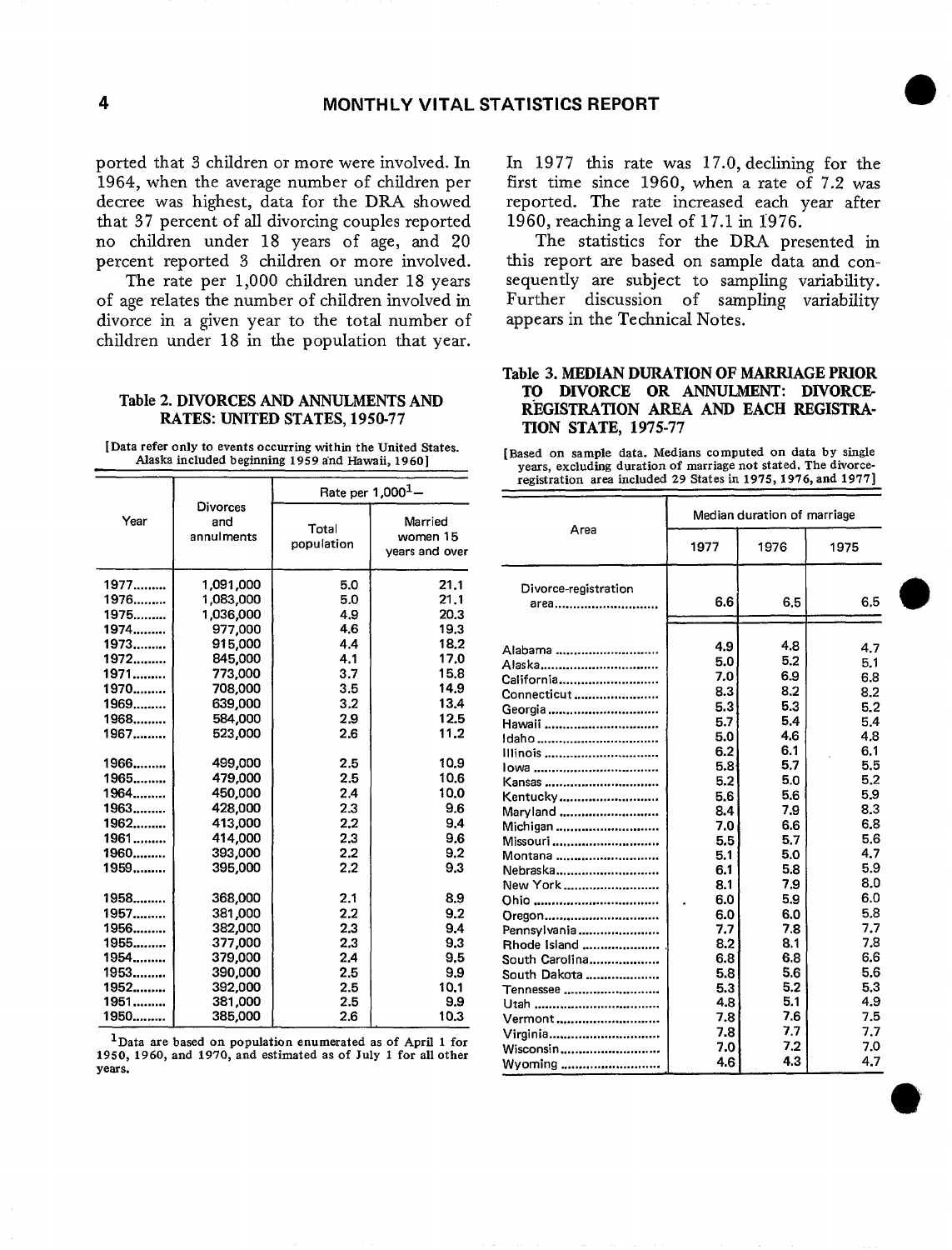ported that 3 children or more were involved. In 1964, when the average number of children per decree was highest, data for the DRA showed that 37 percent of all divorcing couples reported no children under 18 years of age, and 20 percent reported 3 children or more involved.

The rate per 1,000 children under 18 years of age relates the number of children involved in divorce in a given year to the total number of children under 18 in the population that year. In 1977 this rate was 17.0, declining for the first time since 1960, when a rate of 7.2 was reported. The rate increased each year after 1960, reaching a level of 17.1 in 1976.

The statistics for the DRA presented in this report are based on sample data and consequently are subject to sampling variability. Further discussion of sampling variability appears in the Technical Notes.

**Table 2. DIVORCES AND ANNULMENTS AND RATES: UNITED STATES, 1950-77**

[Data refer only to events occurring within the United States. Alaska included beginning 1959 and Hawaii, 1960]

| Year | Divorces and annulments | Rate per 1,000[1]— | |
|---|---|---|---|
| | | Total population | Married women 15 years and over |
| 1977 | 1,091,000 | 5.0 | 21.1 |
| 1976 | 1,083,000 | 5.0 | 21.1 |
| 1975 | 1,036,000 | 4.9 | 20.3 |
| 1974 | 977,000 | 4.6 | 19.3 |
| 1973 | 915,000 | 4.4 | 18.2 |
| 1972 | 845,000 | 4.1 | 17.0 |
| 1971 | 773,000 | 3.7 | 15.8 |
| 1970 | 708,000 | 3.5 | 14.9 |
| 1969 | 639,000 | 3.2 | 13.4 |
| 1968 | 584,000 | 2.9 | 12.5 |
| 1967 | 523,000 | 2.6 | 11.2 |
| 1966 | 499,000 | 2.5 | 10.9 |
| 1965 | 479,000 | 2.5 | 10.6 |
| 1964 | 450,000 | 2.4 | 10.0 |
| 1963 | 428,000 | 2.3 | 9.6 |
| 1962 | 413,000 | 2.2 | 9.4 |
| 1961 | 414,000 | 2.3 | 9.6 |
| 1960 | 393,000 | 2.2 | 9.2 |
| 1959 | 395,000 | 2.2 | 9.3 |
| 1958 | 368,000 | 2.1 | 8.9 |
| 1957 | 381,000 | 2.2 | 9.2 |
| 1956 | 382,000 | 2.3 | 9.4 |
| 1955 | 377,000 | 2.3 | 9.3 |
| 1954 | 379,000 | 2.4 | 9.5 |
| 1953 | 390,000 | 2.5 | 9.9 |
| 1952 | 392,000 | 2.5 | 10.1 |
| 1951 | 381,000 | 2.5 | 9.9 |
| 1950 | 385,000 | 2.6 | 10.3 |

[1]Data are based on population enumerated as of April 1 for 1950, 1960, and 1970, and estimated as of July 1 for all other years.

**Table 3. MEDIAN DURATION OF MARRIAGE PRIOR TO DIVORCE OR ANNULMENT: DIVORCE-REGISTRATION AREA AND EACH REGISTRATION STATE, 1975-77**

[Based on sample data. Medians computed on data by single years, excluding duration of marriage not stated. The divorce-registration area included 29 States in 1975, 1976, and 1977]

| Area | Median duration of marriage | | |
|---|---|---|---|
| | 1977 | 1976 | 1975 |
| Divorce-registration area | 6.6 | 6.5 | 6.5 |
| Alabama | 4.9 | 4.8 | 4.7 |
| Alaska | 5.0 | 5.2 | 5.1 |
| California | 7.0 | 6.9 | 6.8 |
| Connecticut | 8.3 | 8.2 | 8.2 |
| Georgia | 5.3 | 5.3 | 5.2 |
| Hawaii | 5.7 | 5.4 | 5.4 |
| Idaho | 5.0 | 4.6 | 4.8 |
| Illinois | 6.2 | 6.1 | 6.1 |
| Iowa | 5.8 | 5.7 | 5.5 |
| Kansas | 5.2 | 5.0 | 5.2 |
| Kentucky | 5.6 | 5.6 | 5.9 |
| Maryland | 8.4 | 7.9 | 8.3 |
| Michigan | 7.0 | 6.6 | 6.8 |
| Missouri | 5.5 | 5.7 | 5.6 |
| Montana | 5.1 | 5.0 | 4.7 |
| Nebraska | 6.1 | 5.8 | 5.9 |
| New York | 8.1 | 7.9 | 8.0 |
| Ohio | 6.0 | 5.9 | 6.0 |
| Oregon | 6.0 | 6.0 | 5.8 |
| Pennsylvania | 7.7 | 7.8 | 7.7 |
| Rhode Island | 8.2 | 8.1 | 7.8 |
| South Carolina | 6.8 | 6.8 | 6.6 |
| South Dakota | 5.8 | 5.6 | 5.6 |
| Tennessee | 5.3 | 5.2 | 5.3 |
| Utah | 4.8 | 5.1 | 4.9 |
| Vermont | 7.8 | 7.6 | 7.5 |
| Virginia | 7.8 | 7.7 | 7.7 |
| Wisconsin | 7.0 | 7.2 | 7.0 |
| Wyoming | 4.6 | 4.3 | 4.7 |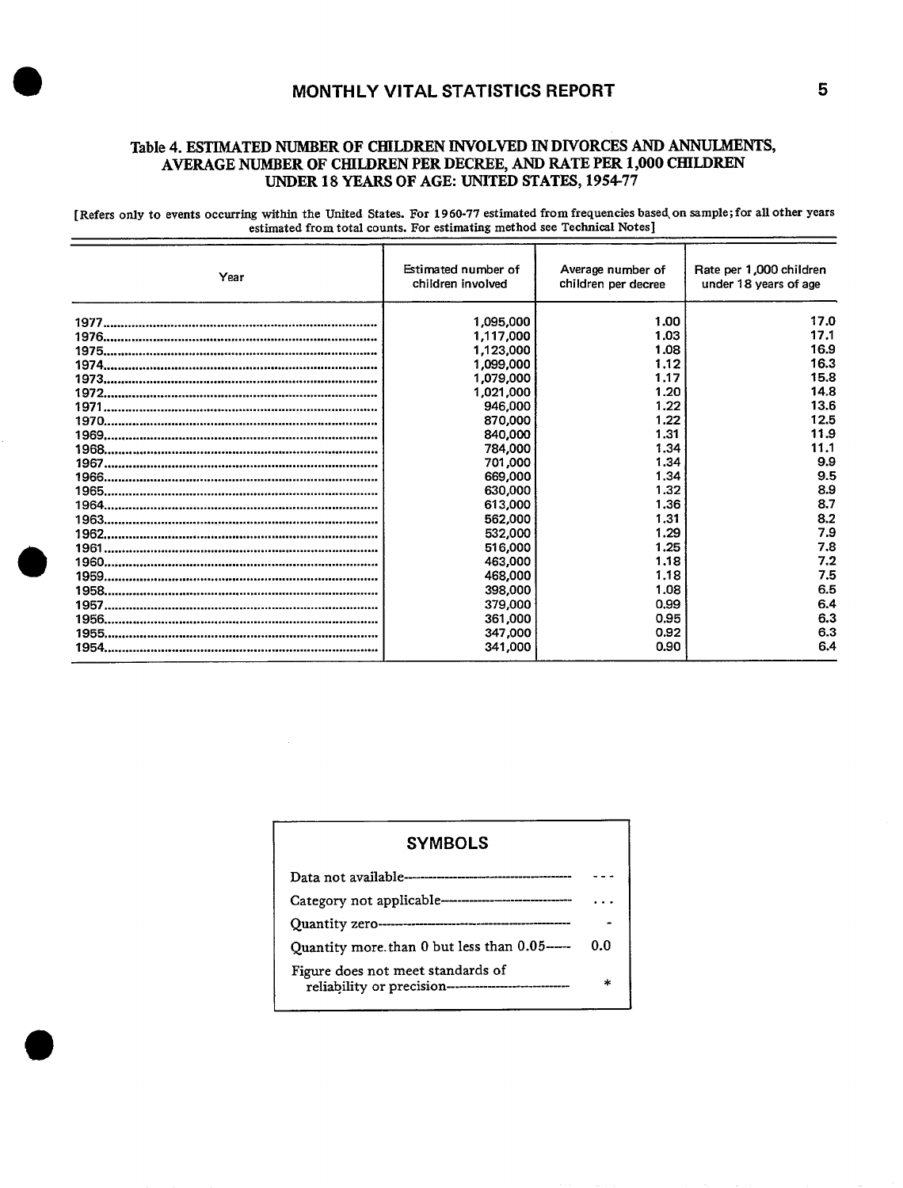## Table 4. ESTIMATED NUMBER OF CHILDREN INVOLVED IN DIVORCES AND ANNULMENTS, AVERAGE NUMBER OF CHILDREN PER DECREE, AND RATE PER 1,000 CHILDREN UNDER 18 YEARS OF AGE: UNITED STATES, 1954-77

[Refers only to events occurring within the United States. For 1960-77 estimated from frequencies based on sample; for all other years estimated from total counts. For estimating method see Technical Notes]

| Year | Estimated number of children involved | Average number of children per decree | Rate per 1,000 children under 18 years of age |
|---|---|---|---|
| 1977 | 1,095,000 | 1.00 | 17.0 |
| 1976 | 1,117,000 | 1.03 | 17.1 |
| 1975 | 1,123,000 | 1.08 | 16.9 |
| 1974 | 1,099,000 | 1.12 | 16.3 |
| 1973 | 1,079,000 | 1.17 | 15.8 |
| 1972 | 1,021,000 | 1.20 | 14.8 |
| 1971 | 946,000 | 1.22 | 13.6 |
| 1970 | 870,000 | 1.22 | 12.5 |
| 1969 | 840,000 | 1.31 | 11.9 |
| 1968 | 784,000 | 1.34 | 11.1 |
| 1967 | 701,000 | 1.34 | 9.9 |
| 1966 | 669,000 | 1.34 | 9.5 |
| 1965 | 630,000 | 1.32 | 8.9 |
| 1964 | 613,000 | 1.36 | 8.7 |
| 1963 | 562,000 | 1.31 | 8.2 |
| 1962 | 532,000 | 1.29 | 7.9 |
| 1961 | 516,000 | 1.25 | 7.8 |
| 1960 | 463,000 | 1.18 | 7.2 |
| 1959 | 468,000 | 1.18 | 7.5 |
| 1958 | 398,000 | 1.08 | 6.5 |
| 1957 | 379,000 | 0.99 | 6.4 |
| 1956 | 361,000 | 0.95 | 6.3 |
| 1955 | 347,000 | 0.92 | 6.3 |
| 1954 | 341,000 | 0.90 | 6.4 |

### SYMBOLS

| | |
|---|---|
| Data not available | --- |
| Category not applicable | . . . |
| Quantity zero | - |
| Quantity more than 0 but less than 0.05 | 0.0 |
| Figure does not meet standards of reliability or precision | * |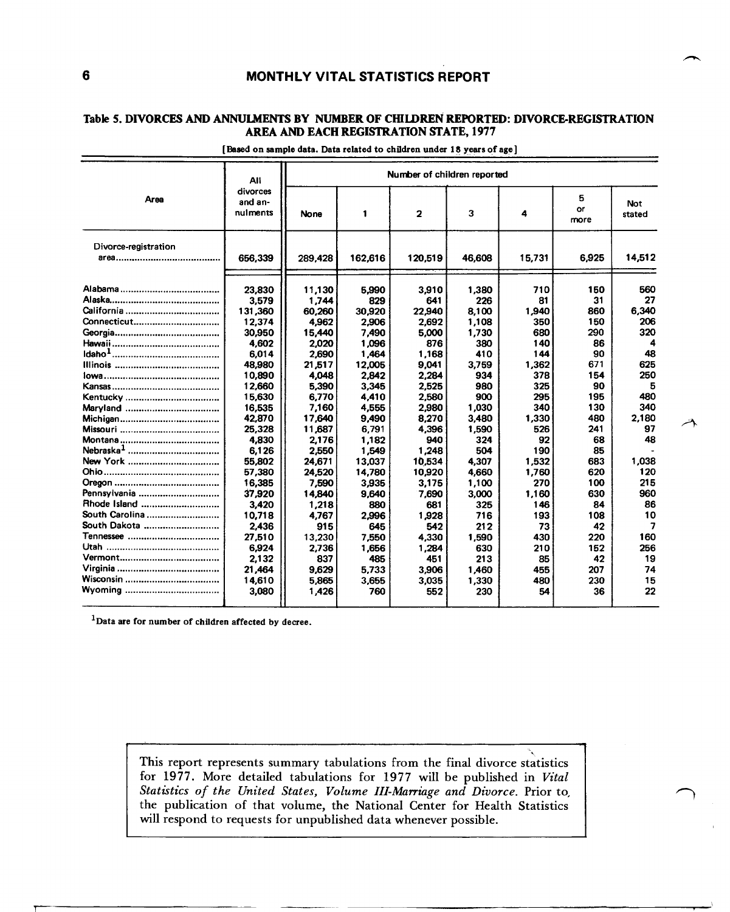### Table 5. DIVORCES AND ANNULMENTS BY NUMBER OF CHILDREN REPORTED: DIVORCE-REGISTRATION AREA AND EACH REGISTRATION STATE, 1977

[Based on sample data. Data related to children under 18 years of age]

| Area | All divorces and annulments | Number of children reported | | | | | | |
|---|---|---|---|---|---|---|---|---|
| | | None | 1 | 2 | 3 | 4 | 5 or more | Not stated |
| Divorce-registration area | 656,339 | 289,428 | 162,616 | 120,519 | 46,608 | 15,731 | 6,925 | 14,512 |
| Alabama | 23,830 | 11,130 | 5,990 | 3,910 | 1,380 | 710 | 150 | 560 |
| Alaska | 3,579 | 1,744 | 829 | 641 | 226 | 81 | 31 | 27 |
| California | 131,360 | 60,260 | 30,920 | 22,940 | 8,100 | 1,940 | 860 | 6,340 |
| Connecticut | 12,374 | 4,962 | 2,906 | 2,692 | 1,108 | 350 | 150 | 206 |
| Georgia | 30,950 | 15,440 | 7,490 | 5,000 | 1,730 | 680 | 290 | 320 |
| Hawaii | 4,602 | 2,020 | 1,096 | 876 | 380 | 140 | 86 | 4 |
| Idaho[1] | 6,014 | 2,690 | 1,464 | 1,168 | 410 | 144 | 90 | 48 |
| Illinois | 48,980 | 21,517 | 12,005 | 9,041 | 3,759 | 1,362 | 671 | 625 |
| Iowa | 10,890 | 4,048 | 2,842 | 2,284 | 934 | 378 | 154 | 250 |
| Kansas | 12,660 | 5,390 | 3,345 | 2,525 | 980 | 325 | 90 | 5 |
| Kentucky | 15,630 | 6,770 | 4,410 | 2,580 | 900 | 295 | 195 | 480 |
| Maryland | 16,535 | 7,160 | 4,555 | 2,980 | 1,030 | 340 | 130 | 340 |
| Michigan | 42,870 | 17,640 | 9,490 | 8,270 | 3,480 | 1,330 | 480 | 2,180 |
| Missouri | 25,328 | 11,687 | 6,791 | 4,396 | 1,590 | 526 | 241 | 97 |
| Montana | 4,830 | 2,176 | 1,182 | 940 | 324 | 92 | 68 | 48 |
| Nebraska[1] | 6,126 | 2,550 | 1,549 | 1,248 | 504 | 190 | 85 | - |
| New York | 55,802 | 24,671 | 13,037 | 10,534 | 4,307 | 1,532 | 683 | 1,038 |
| Ohio | 57,380 | 24,520 | 14,780 | 10,920 | 4,660 | 1,760 | 620 | 120 |
| Oregon | 16,385 | 7,590 | 3,935 | 3,175 | 1,100 | 270 | 100 | 215 |
| Pennsylvania | 37,920 | 14,840 | 9,640 | 7,690 | 3,000 | 1,160 | 630 | 960 |
| Rhode Island | 3,420 | 1,218 | 880 | 681 | 325 | 146 | 84 | 86 |
| South Carolina | 10,718 | 4,767 | 2,996 | 1,928 | 716 | 193 | 108 | 10 |
| South Dakota | 2,436 | 915 | 645 | 542 | 212 | 73 | 42 | 7 |
| Tennessee | 27,510 | 13,230 | 7,550 | 4,330 | 1,590 | 430 | 220 | 160 |
| Utah | 6,924 | 2,736 | 1,656 | 1,284 | 630 | 210 | 152 | 256 |
| Vermont | 2,132 | 837 | 485 | 451 | 213 | 85 | 42 | 19 |
| Virginia | 21,464 | 9,629 | 5,733 | 3,906 | 1,460 | 455 | 207 | 74 |
| Wisconsin | 14,610 | 5,865 | 3,655 | 3,035 | 1,330 | 480 | 230 | 15 |
| Wyoming | 3,080 | 1,426 | 760 | 552 | 230 | 54 | 36 | 22 |

[1]Data are for number of children affected by decree.

This report represents summary tabulations from the final divorce statistics for 1977. More detailed tabulations for 1977 will be published in *Vital Statistics of the United States, Volume III-Marriage and Divorce*. Prior to the publication of that volume, the National Center for Health Statistics will respond to requests for unpublished data whenever possible.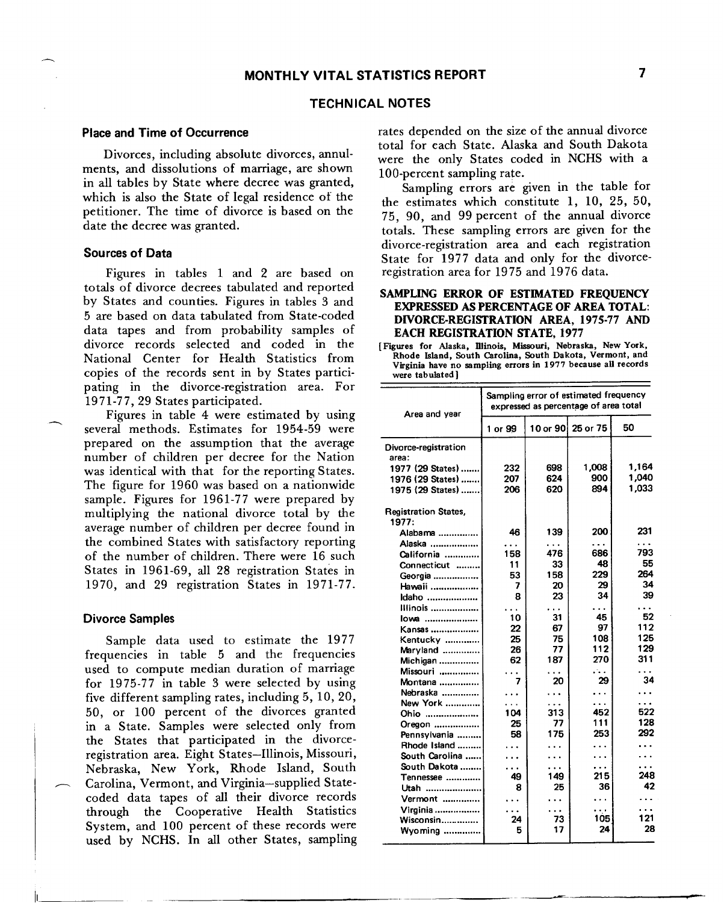## TECHNICAL NOTES

### Place and Time of Occurrence

Divorces, including absolute divorces, annulments, and dissolutions of marriage, are shown in all tables by State where decree was granted, which is also the State of legal residence of the petitioner. The time of divorce is based on the date the decree was granted.

### Sources of Data

Figures in tables 1 and 2 are based on totals of divorce decrees tabulated and reported by States and counties. Figures in tables 3 and 5 are based on data tabulated from State-coded data tapes and from probability samples of divorce records selected and coded in the National Center for Health Statistics from copies of the records sent in by States participating in the divorce-registration area. For 1971-77, 29 States participated.

Figures in table 4 were estimated by using several methods. Estimates for 1954-59 were prepared on the assumption that the average number of children per decree for the Nation was identical with that for the reporting States. The figure for 1960 was based on a nationwide sample. Figures for 1961-77 were prepared by multiplying the national divorce total by the average number of children per decree found in the combined States with satisfactory reporting of the number of children. There were 16 such States in 1961-69, all 28 registration States in 1970, and 29 registration States in 1971-77.

### Divorce Samples

Sample data used to estimate the 1977 frequencies in table 5 and the frequencies used to compute median duration of marriage for 1975-77 in table 3 were selected by using five different sampling rates, including 5, 10, 20, 50, or 100 percent of the divorces granted in a State. Samples were selected only from the States that participated in the divorce-registration area. Eight States—Illinois, Missouri, Nebraska, New York, Rhode Island, South Carolina, Vermont, and Virginia—supplied State-coded data tapes of all their divorce records through the Cooperative Health Statistics System, and 100 percent of these records were used by NCHS. In all other States, sampling rates depended on the size of the annual divorce total for each State. Alaska and South Dakota were the only States coded in NCHS with a 100-percent sampling rate.

Sampling errors are given in the table for the estimates which constitute 1, 10, 25, 50, 75, 90, and 99 percent of the annual divorce totals. These sampling errors are given for the divorce-registration area and each registration State for 1977 data and only for the divorce-registration area for 1975 and 1976 data.

**SAMPLING ERROR OF ESTIMATED FREQUENCY EXPRESSED AS PERCENTAGE OF AREA TOTAL: DIVORCE-REGISTRATION AREA, 1975-77 AND EACH REGISTRATION STATE, 1977**

[Figures for Alaska, Illinois, Missouri, Nebraska, New York, Rhode Island, South Carolina, South Dakota, Vermont, and Virginia have no sampling errors in 1977 because all records were tabulated]

| Area and year | Sampling error of estimated frequency expressed as percentage of area total | | | |
|---|---|---|---|---|
| | 1 or 99 | 10 or 90 | 25 or 75 | 50 |
| **Divorce-registration area:** | | | | |
| 1977 (29 States) | 232 | 698 | 1,008 | 1,164 |
| 1976 (29 States) | 207 | 624 | 900 | 1,040 |
| 1975 (29 States) | 206 | 620 | 894 | 1,033 |
| **Registration States, 1977:** | | | | |
| Alabama | 46 | 139 | 200 | 231 |
| Alaska | ... | ... | ... | ... |
| California | 158 | 476 | 686 | 793 |
| Connecticut | 11 | 33 | 48 | 55 |
| Georgia | 53 | 158 | 229 | 264 |
| Hawaii | 7 | 20 | 29 | 34 |
| Idaho | 8 | 23 | 34 | 39 |
| Illinois | ... | ... | ... | ... |
| Iowa | 10 | 31 | 45 | 52 |
| Kansas | 22 | 67 | 97 | 112 |
| Kentucky | 25 | 75 | 108 | 125 |
| Maryland | 26 | 77 | 112 | 129 |
| Michigan | 62 | 187 | 270 | 311 |
| Missouri | ... | ... | ... | ... |
| Montana | 7 | 20 | 29 | 34 |
| Nebraska | ... | ... | ... | ... |
| New York | ... | ... | ... | ... |
| Ohio | 104 | 313 | 452 | 522 |
| Oregon | 25 | 77 | 111 | 128 |
| Pennsylvania | 58 | 175 | 253 | 292 |
| Rhode Island | ... | ... | ... | ... |
| South Carolina | ... | ... | ... | ... |
| South Dakota | ... | ... | ... | ... |
| Tennessee | 49 | 149 | 215 | 248 |
| Utah | 8 | 25 | 36 | 42 |
| Vermont | ... | ... | ... | ... |
| Virginia | ... | ... | ... | ... |
| Wisconsin | 24 | 73 | 105 | 121 |
| Wyoming | 5 | 17 | 24 | 28 |